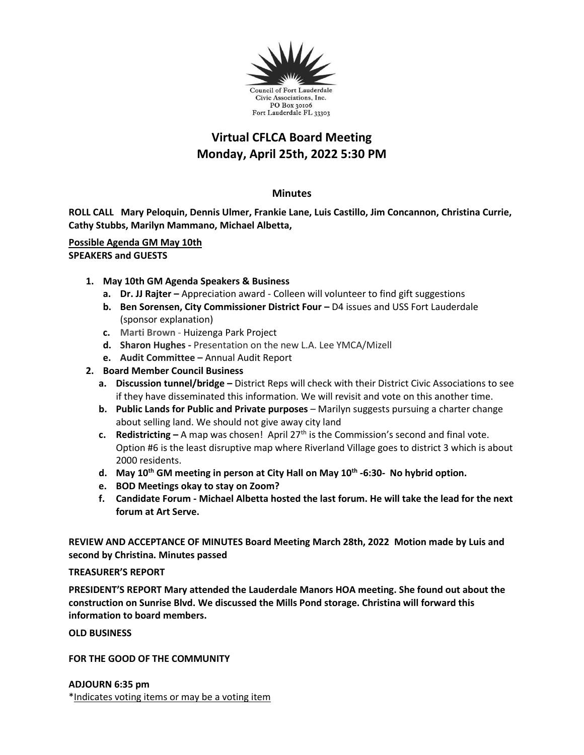Council of Fort Lauderdale Civic Associations, Inc.
PO Box 30106
Fort Lauderdale FL 33303

# Virtual CFLCA Board Meeting
# Monday, April 25th, 2022 5:30 PM

## Minutes

**ROLL CALL Mary Peloquin, Dennis Ulmer, Frankie Lane, Luis Castillo, Jim Concannon, Christina Currie, Cathy Stubbs, Marilyn Mammano, Michael Albetta,**

**Possible Agenda GM May 10th**

**SPEAKERS and GUESTS**

1. **May 10th GM Agenda Speakers & Business**
   a. **Dr. JJ Rajter –** Appreciation award - Colleen will volunteer to find gift suggestions
   b. **Ben Sorensen, City Commissioner District Four –** D4 issues and USS Fort Lauderdale (sponsor explanation)
   c. **Marti Brown** - Huizenga Park Project
   d. **Sharon Hughes -** Presentation on the new L.A. Lee YMCA/Mizell
   e. **Audit Committee –** Annual Audit Report
2. **Board Member Council Business**
   a. **Discussion tunnel/bridge –** District Reps will check with their District Civic Associations to see if they have disseminated this information. We will revisit and vote on this another time.
   b. **Public Lands for Public and Private purposes** – Marilyn suggests pursuing a charter change about selling land. We should not give away city land
   c. **Redistricting –** A map was chosen! April 27th is the Commission's second and final vote. Option #6 is the least disruptive map where Riverland Village goes to district 3 which is about 2000 residents.
   d. **May 10th GM meeting in person at City Hall on May 10th -6:30- No hybrid option.**
   e. **BOD Meetings okay to stay on Zoom?**
   f. **Candidate Forum - Michael Albetta hosted the last forum. He will take the lead for the next forum at Art Serve.**

**REVIEW AND ACCEPTANCE OF MINUTES Board Meeting March 28th, 2022 Motion made by Luis and second by Christina. Minutes passed**

**TREASURER'S REPORT**

**PRESIDENT'S REPORT Mary attended the Lauderdale Manors HOA meeting. She found out about the construction on Sunrise Blvd. We discussed the Mills Pond storage. Christina will forward this information to board members.**

**OLD BUSINESS**

**FOR THE GOOD OF THE COMMUNITY**

**ADJOURN 6:35 pm**

*Indicates voting items or may be a voting item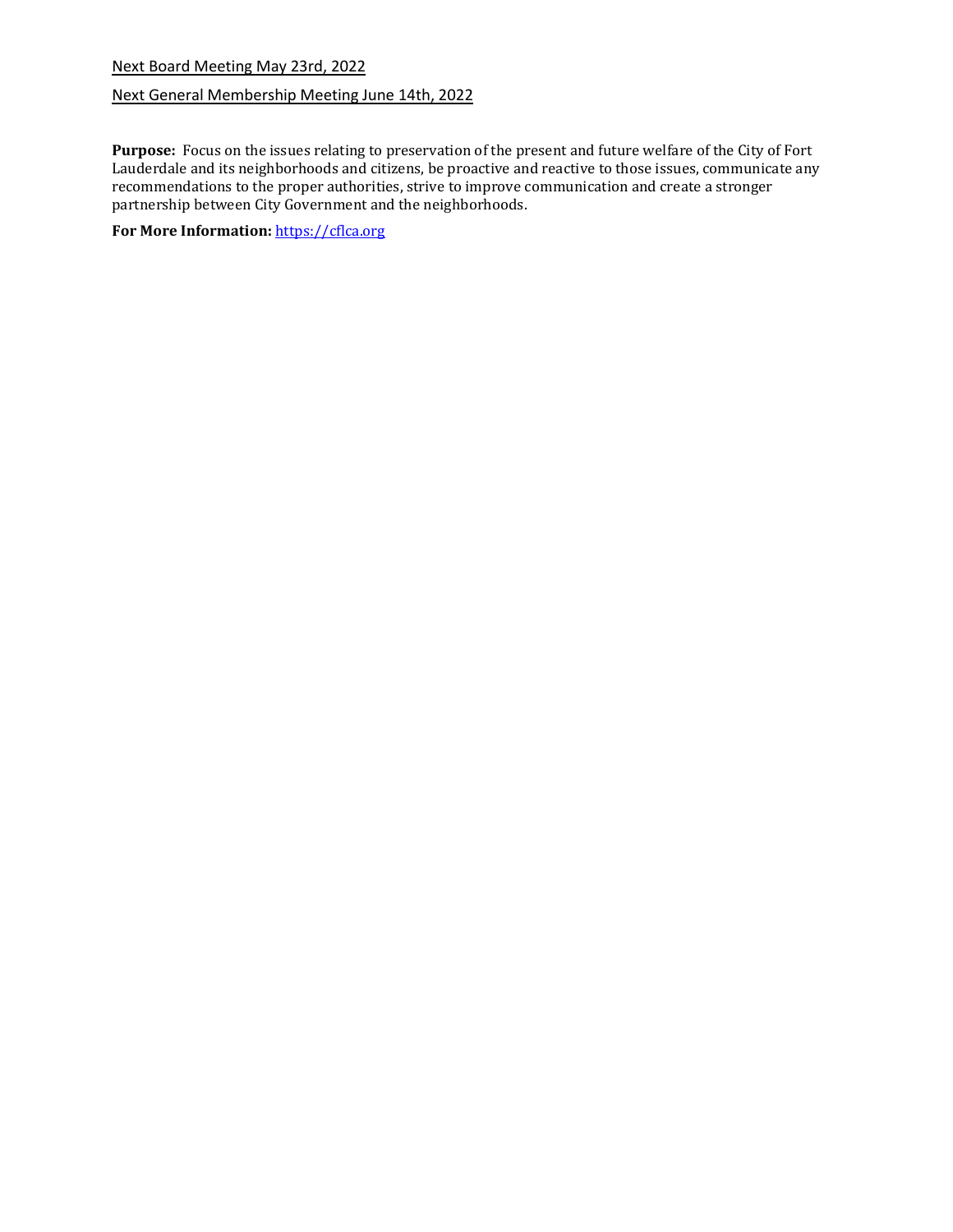Next Board Meeting May 23rd, 2022

Next General Membership Meeting June 14th, 2022

**Purpose:** Focus on the issues relating to preservation of the present and future welfare of the City of Fort Lauderdale and its neighborhoods and citizens, be proactive and reactive to those issues, communicate any recommendations to the proper authorities, strive to improve communication and create a stronger partnership between City Government and the neighborhoods.

**For More Information:** https://cflca.org